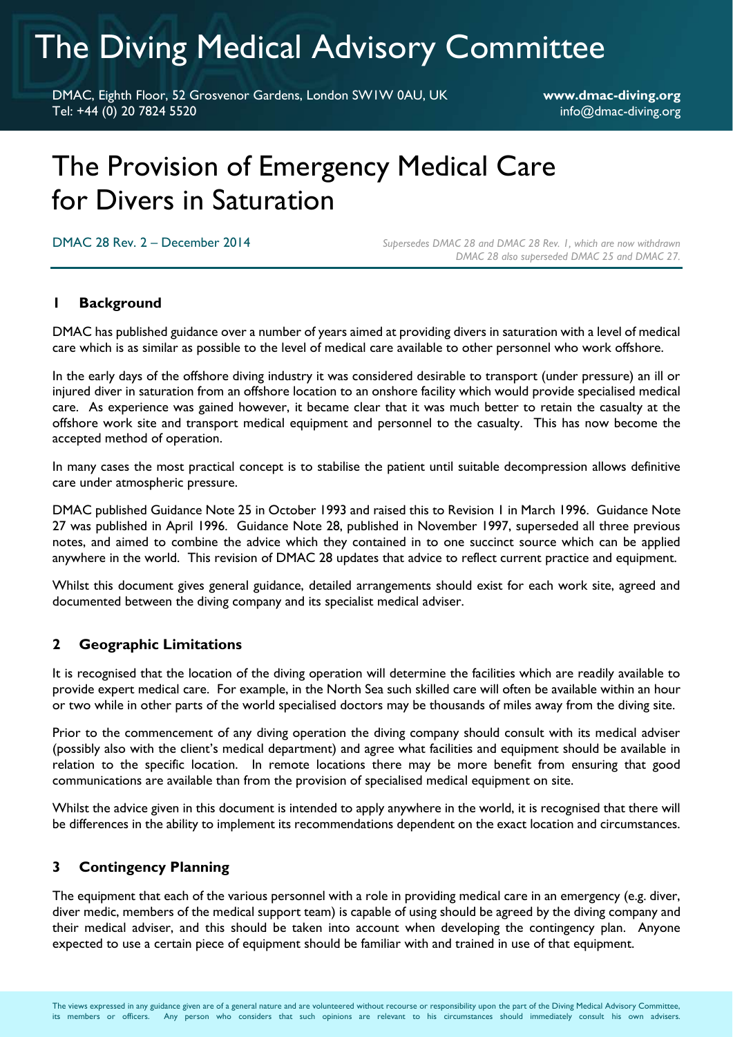# The Diving Medical Advisory Committee

DMAC, Eighth Floor, 52 Grosvenor Gardens, London SW1W 0AU, UK
Tel: +44 (0) 20 7824 5520

**www.dmac-diving.org**
info@dmac-diving.org

# The Provision of Emergency Medical Care for Divers in Saturation

DMAC 28 Rev. 2 – December 2014

*Supersedes DMAC 28 and DMAC 28 Rev. 1, which are now withdrawn*
*DMAC 28 also superseded DMAC 25 and DMAC 27.*

## 1 Background

DMAC has published guidance over a number of years aimed at providing divers in saturation with a level of medical care which is as similar as possible to the level of medical care available to other personnel who work offshore.

In the early days of the offshore diving industry it was considered desirable to transport (under pressure) an ill or injured diver in saturation from an offshore location to an onshore facility which would provide specialised medical care. As experience was gained however, it became clear that it was much better to retain the casualty at the offshore work site and transport medical equipment and personnel to the casualty. This has now become the accepted method of operation.

In many cases the most practical concept is to stabilise the patient until suitable decompression allows definitive care under atmospheric pressure.

DMAC published Guidance Note 25 in October 1993 and raised this to Revision 1 in March 1996. Guidance Note 27 was published in April 1996. Guidance Note 28, published in November 1997, superseded all three previous notes, and aimed to combine the advice which they contained in to one succinct source which can be applied anywhere in the world. This revision of DMAC 28 updates that advice to reflect current practice and equipment.

Whilst this document gives general guidance, detailed arrangements should exist for each work site, agreed and documented between the diving company and its specialist medical adviser.

## 2 Geographic Limitations

It is recognised that the location of the diving operation will determine the facilities which are readily available to provide expert medical care. For example, in the North Sea such skilled care will often be available within an hour or two while in other parts of the world specialised doctors may be thousands of miles away from the diving site.

Prior to the commencement of any diving operation the diving company should consult with its medical adviser (possibly also with the client's medical department) and agree what facilities and equipment should be available in relation to the specific location. In remote locations there may be more benefit from ensuring that good communications are available than from the provision of specialised medical equipment on site.

Whilst the advice given in this document is intended to apply anywhere in the world, it is recognised that there will be differences in the ability to implement its recommendations dependent on the exact location and circumstances.

## 3 Contingency Planning

The equipment that each of the various personnel with a role in providing medical care in an emergency (e.g. diver, diver medic, members of the medical support team) is capable of using should be agreed by the diving company and their medical adviser, and this should be taken into account when developing the contingency plan. Anyone expected to use a certain piece of equipment should be familiar with and trained in use of that equipment.

The views expressed in any guidance given are of a general nature and are volunteered without recourse or responsibility upon the part of the Diving Medical Advisory Committee, its members or officers. Any person who considers that such opinions are relevant to his circumstances should immediately consult his own advisers.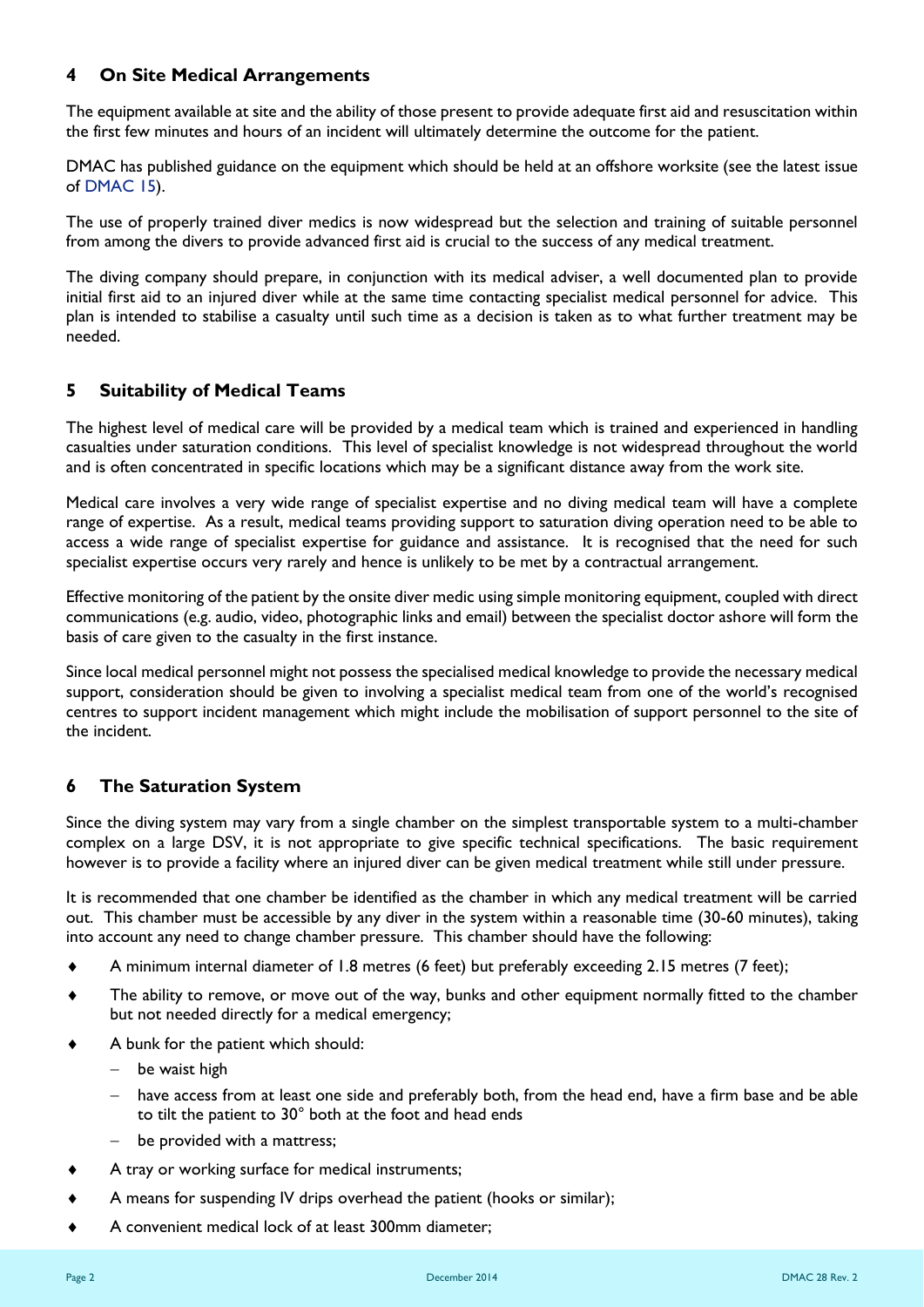## 4 On Site Medical Arrangements

The equipment available at site and the ability of those present to provide adequate first aid and resuscitation within the first few minutes and hours of an incident will ultimately determine the outcome for the patient.

DMAC has published guidance on the equipment which should be held at an offshore worksite (see the latest issue of DMAC 15).

The use of properly trained diver medics is now widespread but the selection and training of suitable personnel from among the divers to provide advanced first aid is crucial to the success of any medical treatment.

The diving company should prepare, in conjunction with its medical adviser, a well documented plan to provide initial first aid to an injured diver while at the same time contacting specialist medical personnel for advice. This plan is intended to stabilise a casualty until such time as a decision is taken as to what further treatment may be needed.

## 5 Suitability of Medical Teams

The highest level of medical care will be provided by a medical team which is trained and experienced in handling casualties under saturation conditions. This level of specialist knowledge is not widespread throughout the world and is often concentrated in specific locations which may be a significant distance away from the work site.

Medical care involves a very wide range of specialist expertise and no diving medical team will have a complete range of expertise. As a result, medical teams providing support to saturation diving operation need to be able to access a wide range of specialist expertise for guidance and assistance. It is recognised that the need for such specialist expertise occurs very rarely and hence is unlikely to be met by a contractual arrangement.

Effective monitoring of the patient by the onsite diver medic using simple monitoring equipment, coupled with direct communications (e.g. audio, video, photographic links and email) between the specialist doctor ashore will form the basis of care given to the casualty in the first instance.

Since local medical personnel might not possess the specialised medical knowledge to provide the necessary medical support, consideration should be given to involving a specialist medical team from one of the world's recognised centres to support incident management which might include the mobilisation of support personnel to the site of the incident.

## 6 The Saturation System

Since the diving system may vary from a single chamber on the simplest transportable system to a multi-chamber complex on a large DSV, it is not appropriate to give specific technical specifications. The basic requirement however is to provide a facility where an injured diver can be given medical treatment while still under pressure.

It is recommended that one chamber be identified as the chamber in which any medical treatment will be carried out. This chamber must be accessible by any diver in the system within a reasonable time (30-60 minutes), taking into account any need to change chamber pressure. This chamber should have the following:

- A minimum internal diameter of 1.8 metres (6 feet) but preferably exceeding 2.15 metres (7 feet);
- The ability to remove, or move out of the way, bunks and other equipment normally fitted to the chamber but not needed directly for a medical emergency;
- A bunk for the patient which should:
  - be waist high
  - have access from at least one side and preferably both, from the head end, have a firm base and be able to tilt the patient to 30° both at the foot and head ends
  - be provided with a mattress;
- A tray or working surface for medical instruments;
- A means for suspending IV drips overhead the patient (hooks or similar);
- A convenient medical lock of at least 300mm diameter;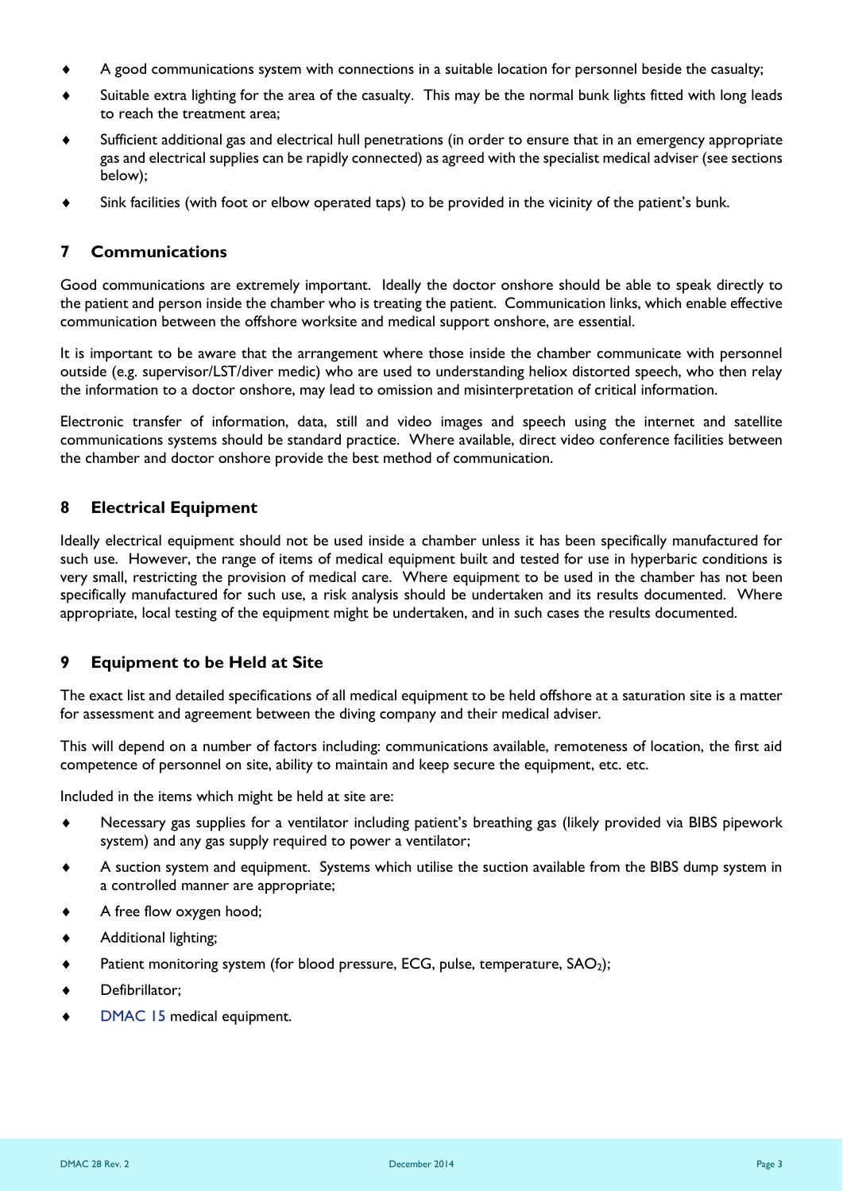- A good communications system with connections in a suitable location for personnel beside the casualty;
- Suitable extra lighting for the area of the casualty. This may be the normal bunk lights fitted with long leads to reach the treatment area;
- Sufficient additional gas and electrical hull penetrations (in order to ensure that in an emergency appropriate gas and electrical supplies can be rapidly connected) as agreed with the specialist medical adviser (see sections below);
- Sink facilities (with foot or elbow operated taps) to be provided in the vicinity of the patient's bunk.

## 7 Communications

Good communications are extremely important. Ideally the doctor onshore should be able to speak directly to the patient and person inside the chamber who is treating the patient. Communication links, which enable effective communication between the offshore worksite and medical support onshore, are essential.

It is important to be aware that the arrangement where those inside the chamber communicate with personnel outside (e.g. supervisor/LST/diver medic) who are used to understanding heliox distorted speech, who then relay the information to a doctor onshore, may lead to omission and misinterpretation of critical information.

Electronic transfer of information, data, still and video images and speech using the internet and satellite communications systems should be standard practice. Where available, direct video conference facilities between the chamber and doctor onshore provide the best method of communication.

## 8 Electrical Equipment

Ideally electrical equipment should not be used inside a chamber unless it has been specifically manufactured for such use. However, the range of items of medical equipment built and tested for use in hyperbaric conditions is very small, restricting the provision of medical care. Where equipment to be used in the chamber has not been specifically manufactured for such use, a risk analysis should be undertaken and its results documented. Where appropriate, local testing of the equipment might be undertaken, and in such cases the results documented.

## 9 Equipment to be Held at Site

The exact list and detailed specifications of all medical equipment to be held offshore at a saturation site is a matter for assessment and agreement between the diving company and their medical adviser.

This will depend on a number of factors including: communications available, remoteness of location, the first aid competence of personnel on site, ability to maintain and keep secure the equipment, etc. etc.

Included in the items which might be held at site are:

- Necessary gas supplies for a ventilator including patient's breathing gas (likely provided via BIBS pipework system) and any gas supply required to power a ventilator;
- A suction system and equipment. Systems which utilise the suction available from the BIBS dump system in a controlled manner are appropriate;
- A free flow oxygen hood;
- Additional lighting;
- Patient monitoring system (for blood pressure, ECG, pulse, temperature, $SAO_2$);
- Defibrillator;
- DMAC 15 medical equipment.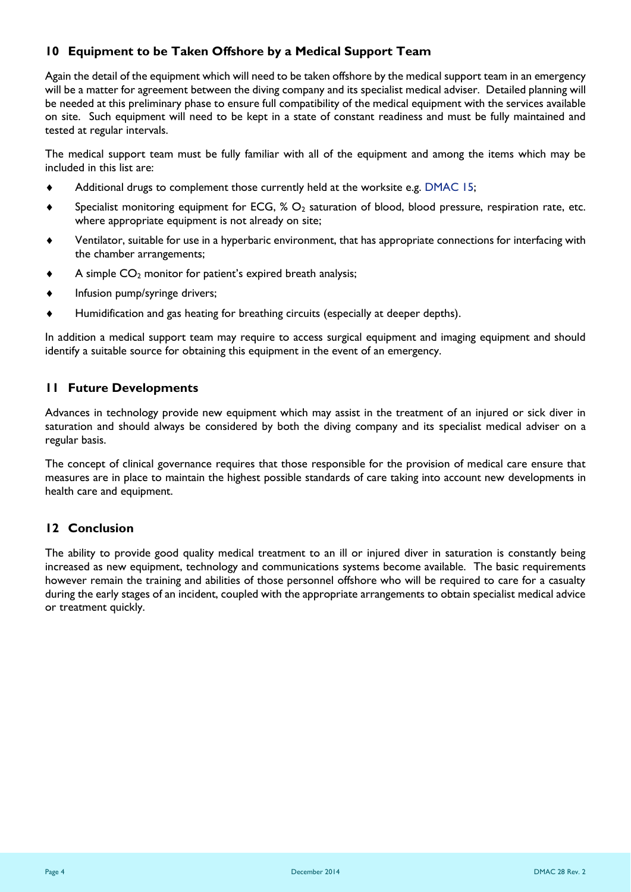## 10 Equipment to be Taken Offshore by a Medical Support Team

Again the detail of the equipment which will need to be taken offshore by the medical support team in an emergency will be a matter for agreement between the diving company and its specialist medical adviser. Detailed planning will be needed at this preliminary phase to ensure full compatibility of the medical equipment with the services available on site. Such equipment will need to be kept in a state of constant readiness and must be fully maintained and tested at regular intervals.

The medical support team must be fully familiar with all of the equipment and among the items which may be included in this list are:

- Additional drugs to complement those currently held at the worksite e.g. DMAC 15;
- Specialist monitoring equipment for ECG, % $O_2$ saturation of blood, blood pressure, respiration rate, etc. where appropriate equipment is not already on site;
- Ventilator, suitable for use in a hyperbaric environment, that has appropriate connections for interfacing with the chamber arrangements;
- A simple $CO_2$ monitor for patient's expired breath analysis;
- Infusion pump/syringe drivers;
- Humidification and gas heating for breathing circuits (especially at deeper depths).

In addition a medical support team may require to access surgical equipment and imaging equipment and should identify a suitable source for obtaining this equipment in the event of an emergency.

## 11 Future Developments

Advances in technology provide new equipment which may assist in the treatment of an injured or sick diver in saturation and should always be considered by both the diving company and its specialist medical adviser on a regular basis.

The concept of clinical governance requires that those responsible for the provision of medical care ensure that measures are in place to maintain the highest possible standards of care taking into account new developments in health care and equipment.

## 12 Conclusion

The ability to provide good quality medical treatment to an ill or injured diver in saturation is constantly being increased as new equipment, technology and communications systems become available. The basic requirements however remain the training and abilities of those personnel offshore who will be required to care for a casualty during the early stages of an incident, coupled with the appropriate arrangements to obtain specialist medical advice or treatment quickly.